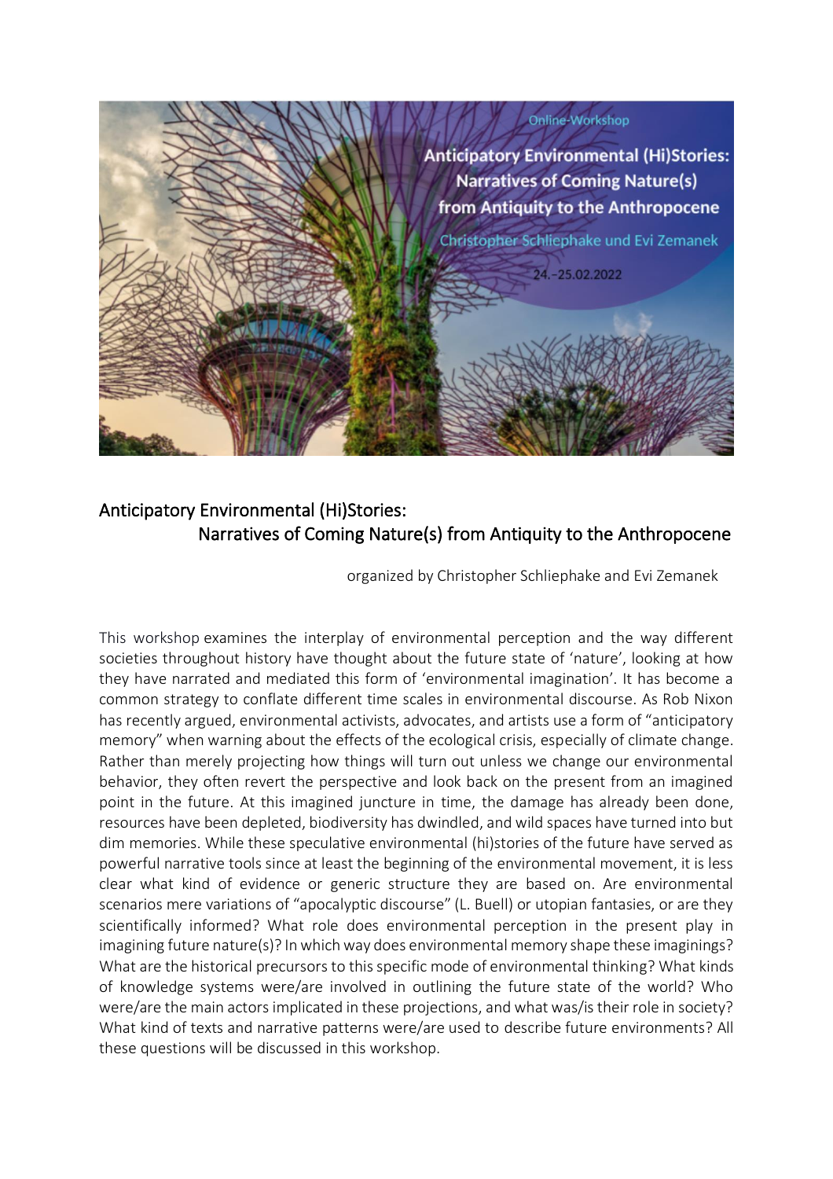Online-Workshop

Anticipatory Environmental (Hi)Stories: Narratives of Coming Nature(s) from Antiquity to the Anthropocene

Christopher Schliephake und Evi Zemanek

24.–25.02.2022

# Anticipatory Environmental (Hi)Stories: Narratives of Coming Nature(s) from Antiquity to the Anthropocene

organized by Christopher Schliephake and Evi Zemanek

This workshop examines the interplay of environmental perception and the way different societies throughout history have thought about the future state of 'nature', looking at how they have narrated and mediated this form of 'environmental imagination'. It has become a common strategy to conflate different time scales in environmental discourse. As Rob Nixon has recently argued, environmental activists, advocates, and artists use a form of "anticipatory memory" when warning about the effects of the ecological crisis, especially of climate change. Rather than merely projecting how things will turn out unless we change our environmental behavior, they often revert the perspective and look back on the present from an imagined point in the future. At this imagined juncture in time, the damage has already been done, resources have been depleted, biodiversity has dwindled, and wild spaces have turned into but dim memories. While these speculative environmental (hi)stories of the future have served as powerful narrative tools since at least the beginning of the environmental movement, it is less clear what kind of evidence or generic structure they are based on. Are environmental scenarios mere variations of "apocalyptic discourse" (L. Buell) or utopian fantasies, or are they scientifically informed? What role does environmental perception in the present play in imagining future nature(s)? In which way does environmental memory shape these imaginings? What are the historical precursors to this specific mode of environmental thinking? What kinds of knowledge systems were/are involved in outlining the future state of the world? Who were/are the main actors implicated in these projections, and what was/is their role in society? What kind of texts and narrative patterns were/are used to describe future environments? All these questions will be discussed in this workshop.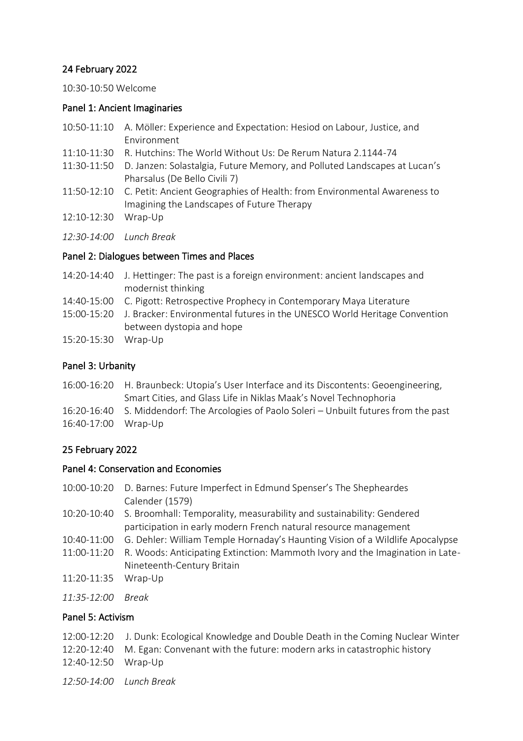## 24 February 2022

10:30-10:50 Welcome

### Panel 1: Ancient Imaginaries

10:50-11:10 A. Möller: Experience and Expectation: Hesiod on Labour, Justice, and Environment

11:10-11:30 R. Hutchins: The World Without Us: De Rerum Natura 2.1144-74

11:30-11:50 D. Janzen: Solastalgia, Future Memory, and Polluted Landscapes at Lucan's Pharsalus (De Bello Civili 7)

11:50-12:10 C. Petit: Ancient Geographies of Health: from Environmental Awareness to Imagining the Landscapes of Future Therapy

12:10-12:30 Wrap-Up

*12:30-14:00 Lunch Break*

### Panel 2: Dialogues between Times and Places

14:20-14:40 J. Hettinger: The past is a foreign environment: ancient landscapes and modernist thinking

14:40-15:00 C. Pigott: Retrospective Prophecy in Contemporary Maya Literature

15:00-15:20 J. Bracker: Environmental futures in the UNESCO World Heritage Convention between dystopia and hope

15:20-15:30 Wrap-Up

### Panel 3: Urbanity

16:00-16:20 H. Braunbeck: Utopia's User Interface and its Discontents: Geoengineering, Smart Cities, and Glass Life in Niklas Maak's Novel Technophoria

16:20-16:40 S. Middendorf: The Arcologies of Paolo Soleri – Unbuilt futures from the past

16:40-17:00 Wrap-Up

## 25 February 2022

### Panel 4: Conservation and Economies

10:00-10:20 D. Barnes: Future Imperfect in Edmund Spenser's The Shepheardes Calender (1579)

10:20-10:40 S. Broomhall: Temporality, measurability and sustainability: Gendered participation in early modern French natural resource management

10:40-11:00 G. Dehler: William Temple Hornaday's Haunting Vision of a Wildlife Apocalypse

11:00-11:20 R. Woods: Anticipating Extinction: Mammoth Ivory and the Imagination in Late-Nineteenth-Century Britain

11:20-11:35 Wrap-Up

*11:35-12:00 Break*

### Panel 5: Activism

12:00-12:20 J. Dunk: Ecological Knowledge and Double Death in the Coming Nuclear Winter

12:20-12:40 M. Egan: Convenant with the future: modern arks in catastrophic history

12:40-12:50 Wrap-Up

*12:50-14:00 Lunch Break*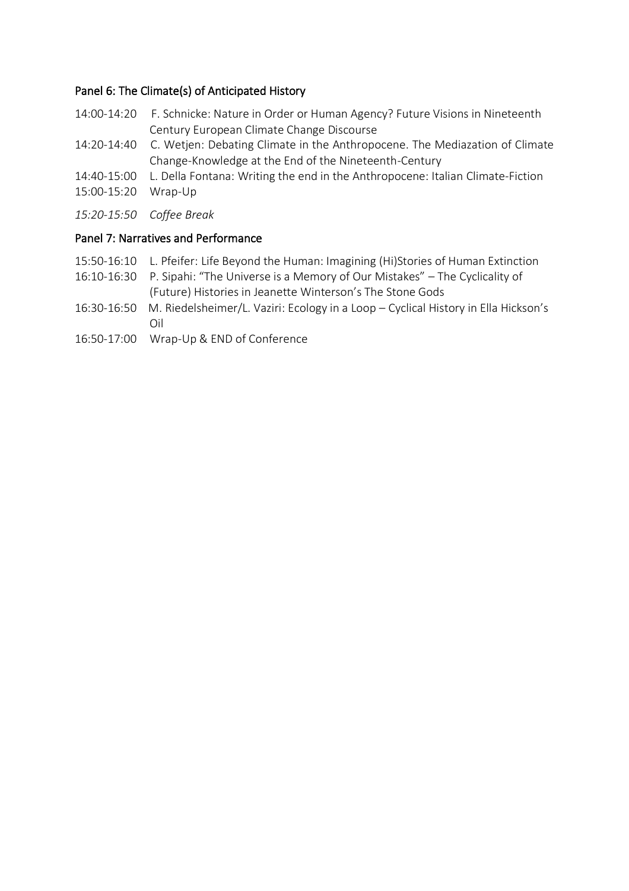### Panel 6: The Climate(s) of Anticipated History

14:00-14:20 F. Schnicke: Nature in Order or Human Agency? Future Visions in Nineteenth Century European Climate Change Discourse

14:20-14:40 C. Wetjen: Debating Climate in the Anthropocene. The Mediazation of Climate Change-Knowledge at the End of the Nineteenth-Century

14:40-15:00 L. Della Fontana: Writing the end in the Anthropocene: Italian Climate-Fiction

15:00-15:20 Wrap-Up

*15:20-15:50 Coffee Break*

### Panel 7: Narratives and Performance

15:50-16:10 L. Pfeifer: Life Beyond the Human: Imagining (Hi)Stories of Human Extinction

16:10-16:30 P. Sipahi: "The Universe is a Memory of Our Mistakes" – The Cyclicality of (Future) Histories in Jeanette Winterson's The Stone Gods

16:30-16:50 M. Riedelsheimer/L. Vaziri: Ecology in a Loop – Cyclical History in Ella Hickson's Oil

16:50-17:00 Wrap-Up & END of Conference